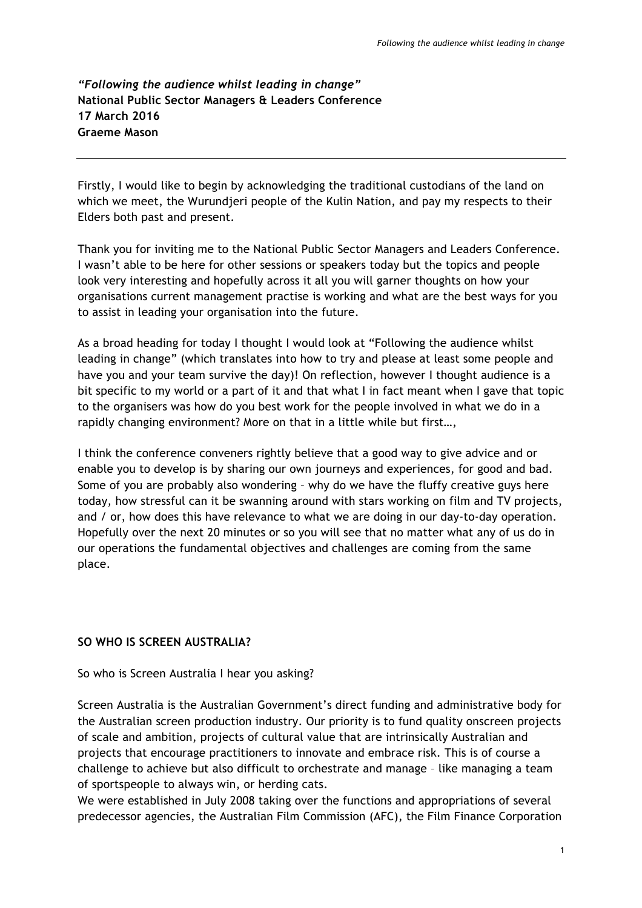***"Following the audience whilst leading in change"***
**National Public Sector Managers & Leaders Conference**
**17 March 2016**
**Graeme Mason**

---

Firstly, I would like to begin by acknowledging the traditional custodians of the land on which we meet, the Wurundjeri people of the Kulin Nation, and pay my respects to their Elders both past and present.

Thank you for inviting me to the National Public Sector Managers and Leaders Conference. I wasn't able to be here for other sessions or speakers today but the topics and people look very interesting and hopefully across it all you will garner thoughts on how your organisations current management practise is working and what are the best ways for you to assist in leading your organisation into the future.

As a broad heading for today I thought I would look at "Following the audience whilst leading in change" (which translates into how to try and please at least some people and have you and your team survive the day)! On reflection, however I thought audience is a bit specific to my world or a part of it and that what I in fact meant when I gave that topic to the organisers was how do you best work for the people involved in what we do in a rapidly changing environment? More on that in a little while but first…,

I think the conference conveners rightly believe that a good way to give advice and or enable you to develop is by sharing our own journeys and experiences, for good and bad. Some of you are probably also wondering – why do we have the fluffy creative guys here today, how stressful can it be swanning around with stars working on film and TV projects, and / or, how does this have relevance to what we are doing in our day-to-day operation. Hopefully over the next 20 minutes or so you will see that no matter what any of us do in our operations the fundamental objectives and challenges are coming from the same place.

## SO WHO IS SCREEN AUSTRALIA?

So who is Screen Australia I hear you asking?

Screen Australia is the Australian Government's direct funding and administrative body for the Australian screen production industry. Our priority is to fund quality onscreen projects of scale and ambition, projects of cultural value that are intrinsically Australian and projects that encourage practitioners to innovate and embrace risk. This is of course a challenge to achieve but also difficult to orchestrate and manage – like managing a team of sportspeople to always win, or herding cats.
We were established in July 2008 taking over the functions and appropriations of several predecessor agencies, the Australian Film Commission (AFC), the Film Finance Corporation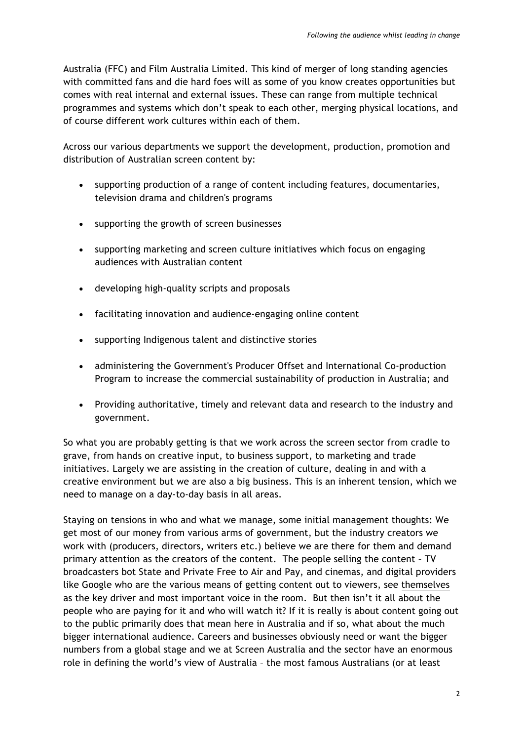Australia (FFC) and Film Australia Limited. This kind of merger of long standing agencies with committed fans and die hard foes will as some of you know creates opportunities but comes with real internal and external issues. These can range from multiple technical programmes and systems which don't speak to each other, merging physical locations, and of course different work cultures within each of them.

Across our various departments we support the development, production, promotion and distribution of Australian screen content by:

- supporting production of a range of content including features, documentaries, television drama and children's programs
- supporting the growth of screen businesses
- supporting marketing and screen culture initiatives which focus on engaging audiences with Australian content
- developing high-quality scripts and proposals
- facilitating innovation and audience-engaging online content
- supporting Indigenous talent and distinctive stories
- administering the Government's Producer Offset and International Co-production Program to increase the commercial sustainability of production in Australia; and
- Providing authoritative, timely and relevant data and research to the industry and government.

So what you are probably getting is that we work across the screen sector from cradle to grave, from hands on creative input, to business support, to marketing and trade initiatives. Largely we are assisting in the creation of culture, dealing in and with a creative environment but we are also a big business. This is an inherent tension, which we need to manage on a day-to-day basis in all areas.

Staying on tensions in who and what we manage, some initial management thoughts: We get most of our money from various arms of government, but the industry creators we work with (producers, directors, writers etc.) believe we are there for them and demand primary attention as the creators of the content. The people selling the content – TV broadcasters bot State and Private Free to Air and Pay, and cinemas, and digital providers like Google who are the various means of getting content out to viewers, see themselves as the key driver and most important voice in the room. But then isn't it all about the people who are paying for it and who will watch it? If it is really is about content going out to the public primarily does that mean here in Australia and if so, what about the much bigger international audience. Careers and businesses obviously need or want the bigger numbers from a global stage and we at Screen Australia and the sector have an enormous role in defining the world's view of Australia – the most famous Australians (or at least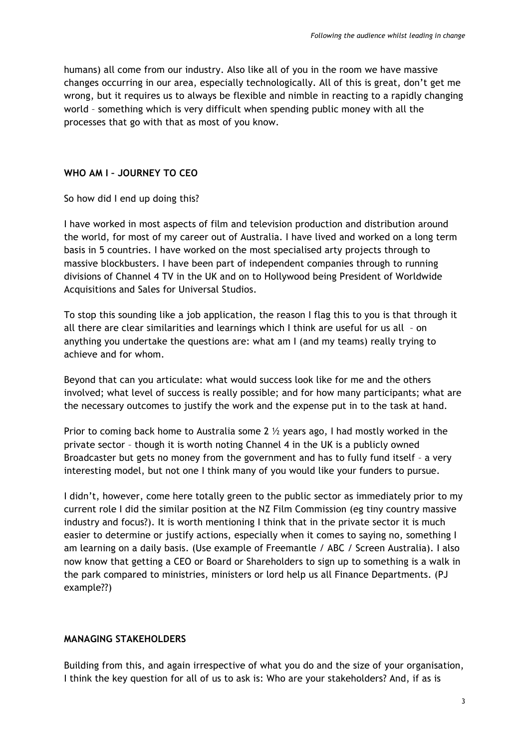humans) all come from our industry. Also like all of you in the room we have massive changes occurring in our area, especially technologically. All of this is great, don't get me wrong, but it requires us to always be flexible and nimble in reacting to a rapidly changing world – something which is very difficult when spending public money with all the processes that go with that as most of you know.

## WHO AM I – JOURNEY TO CEO

So how did I end up doing this?

I have worked in most aspects of film and television production and distribution around the world, for most of my career out of Australia. I have lived and worked on a long term basis in 5 countries. I have worked on the most specialised arty projects through to massive blockbusters. I have been part of independent companies through to running divisions of Channel 4 TV in the UK and on to Hollywood being President of Worldwide Acquisitions and Sales for Universal Studios.

To stop this sounding like a job application, the reason I flag this to you is that through it all there are clear similarities and learnings which I think are useful for us all – on anything you undertake the questions are: what am I (and my teams) really trying to achieve and for whom.

Beyond that can you articulate: what would success look like for me and the others involved; what level of success is really possible; and for how many participants; what are the necessary outcomes to justify the work and the expense put in to the task at hand.

Prior to coming back home to Australia some 2 ½ years ago, I had mostly worked in the private sector – though it is worth noting Channel 4 in the UK is a publicly owned Broadcaster but gets no money from the government and has to fully fund itself – a very interesting model, but not one I think many of you would like your funders to pursue.

I didn't, however, come here totally green to the public sector as immediately prior to my current role I did the similar position at the NZ Film Commission (eg tiny country massive industry and focus?). It is worth mentioning I think that in the private sector it is much easier to determine or justify actions, especially when it comes to saying no, something I am learning on a daily basis. (Use example of Freemantle / ABC / Screen Australia). I also now know that getting a CEO or Board or Shareholders to sign up to something is a walk in the park compared to ministries, ministers or lord help us all Finance Departments. (PJ example??)

## MANAGING STAKEHOLDERS

Building from this, and again irrespective of what you do and the size of your organisation, I think the key question for all of us to ask is: Who are your stakeholders? And, if as is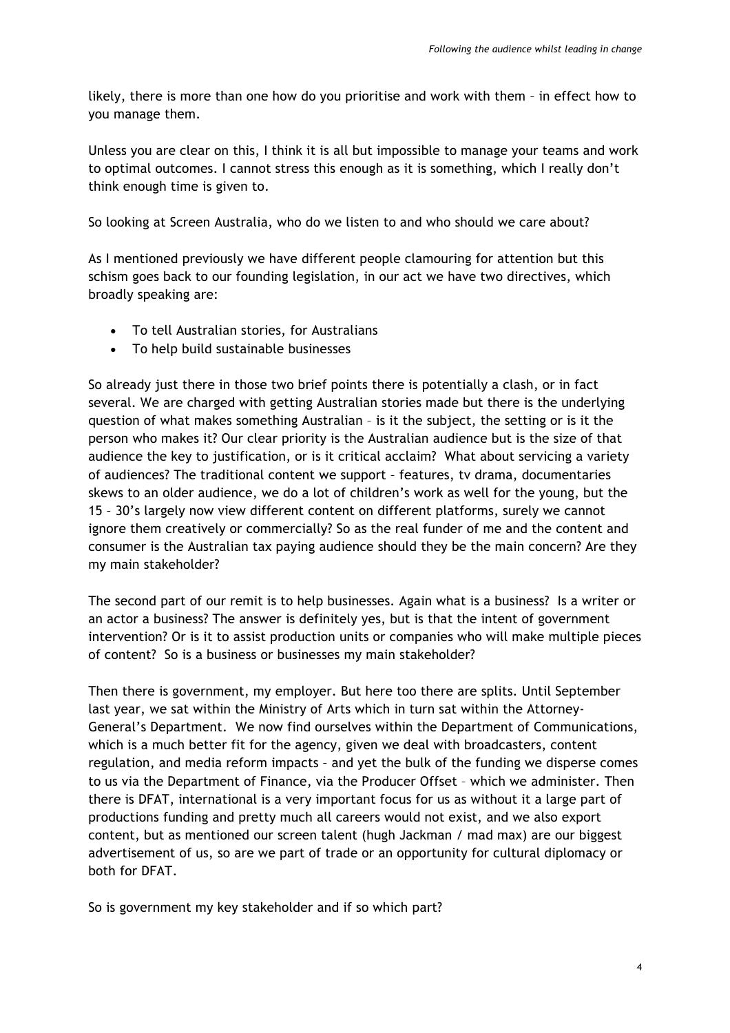likely, there is more than one how do you prioritise and work with them – in effect how to you manage them.

Unless you are clear on this, I think it is all but impossible to manage your teams and work to optimal outcomes. I cannot stress this enough as it is something, which I really don't think enough time is given to.

So looking at Screen Australia, who do we listen to and who should we care about?

As I mentioned previously we have different people clamouring for attention but this schism goes back to our founding legislation, in our act we have two directives, which broadly speaking are:

- To tell Australian stories, for Australians
- To help build sustainable businesses

So already just there in those two brief points there is potentially a clash, or in fact several. We are charged with getting Australian stories made but there is the underlying question of what makes something Australian – is it the subject, the setting or is it the person who makes it? Our clear priority is the Australian audience but is the size of that audience the key to justification, or is it critical acclaim? What about servicing a variety of audiences? The traditional content we support – features, tv drama, documentaries skews to an older audience, we do a lot of children's work as well for the young, but the 15 – 30's largely now view different content on different platforms, surely we cannot ignore them creatively or commercially? So as the real funder of me and the content and consumer is the Australian tax paying audience should they be the main concern? Are they my main stakeholder?

The second part of our remit is to help businesses. Again what is a business? Is a writer or an actor a business? The answer is definitely yes, but is that the intent of government intervention? Or is it to assist production units or companies who will make multiple pieces of content? So is a business or businesses my main stakeholder?

Then there is government, my employer. But here too there are splits. Until September last year, we sat within the Ministry of Arts which in turn sat within the Attorney-General's Department. We now find ourselves within the Department of Communications, which is a much better fit for the agency, given we deal with broadcasters, content regulation, and media reform impacts – and yet the bulk of the funding we disperse comes to us via the Department of Finance, via the Producer Offset – which we administer. Then there is DFAT, international is a very important focus for us as without it a large part of productions funding and pretty much all careers would not exist, and we also export content, but as mentioned our screen talent (hugh Jackman / mad max) are our biggest advertisement of us, so are we part of trade or an opportunity for cultural diplomacy or both for DFAT.

So is government my key stakeholder and if so which part?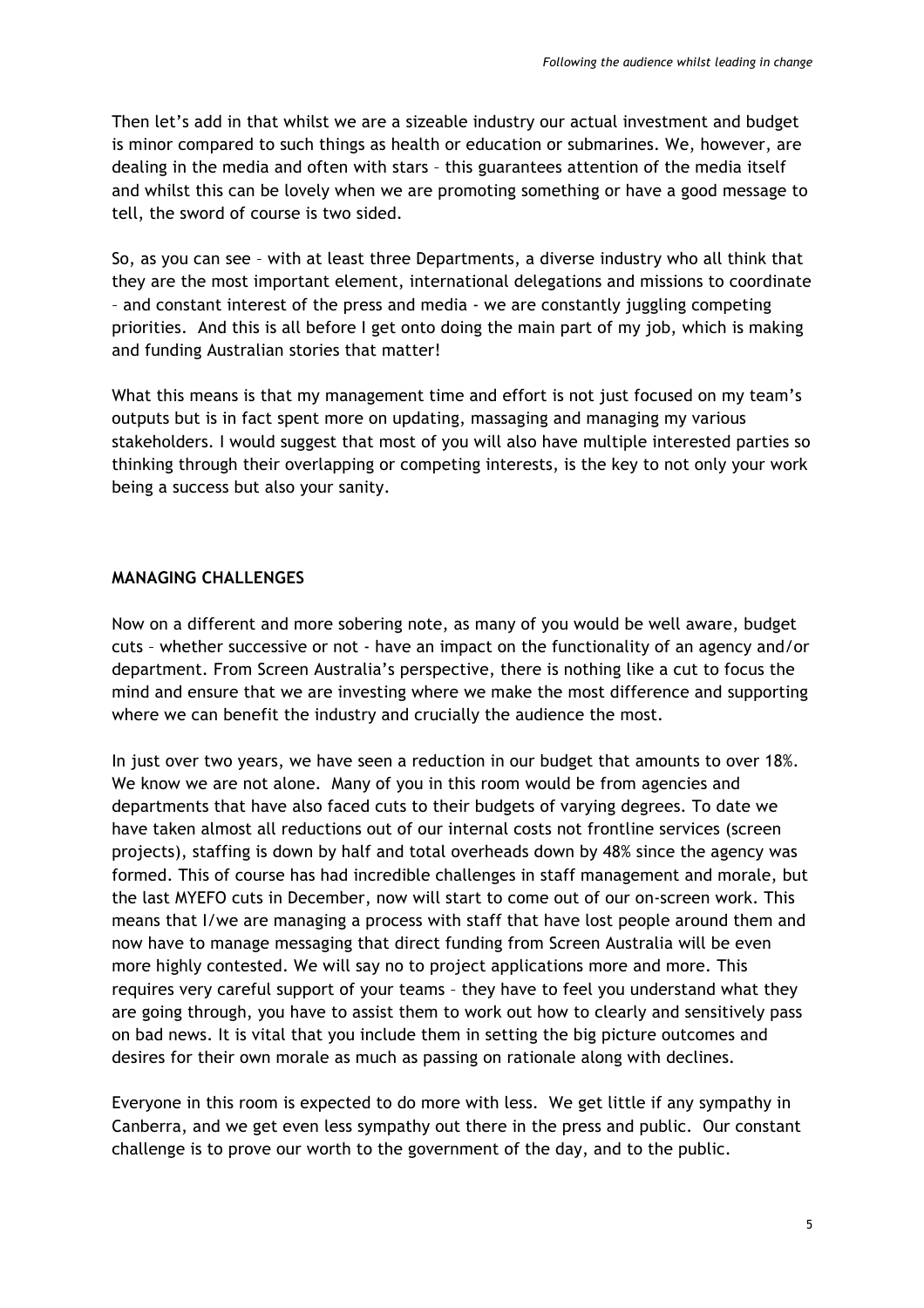Then let's add in that whilst we are a sizeable industry our actual investment and budget is minor compared to such things as health or education or submarines. We, however, are dealing in the media and often with stars – this guarantees attention of the media itself and whilst this can be lovely when we are promoting something or have a good message to tell, the sword of course is two sided.

So, as you can see – with at least three Departments, a diverse industry who all think that they are the most important element, international delegations and missions to coordinate – and constant interest of the press and media - we are constantly juggling competing priorities. And this is all before I get onto doing the main part of my job, which is making and funding Australian stories that matter!

What this means is that my management time and effort is not just focused on my team's outputs but is in fact spent more on updating, massaging and managing my various stakeholders. I would suggest that most of you will also have multiple interested parties so thinking through their overlapping or competing interests, is the key to not only your work being a success but also your sanity.

**MANAGING CHALLENGES**

Now on a different and more sobering note, as many of you would be well aware, budget cuts – whether successive or not - have an impact on the functionality of an agency and/or department. From Screen Australia's perspective, there is nothing like a cut to focus the mind and ensure that we are investing where we make the most difference and supporting where we can benefit the industry and crucially the audience the most.

In just over two years, we have seen a reduction in our budget that amounts to over 18%. We know we are not alone. Many of you in this room would be from agencies and departments that have also faced cuts to their budgets of varying degrees. To date we have taken almost all reductions out of our internal costs not frontline services (screen projects), staffing is down by half and total overheads down by 48% since the agency was formed. This of course has had incredible challenges in staff management and morale, but the last MYEFO cuts in December, now will start to come out of our on-screen work. This means that I/we are managing a process with staff that have lost people around them and now have to manage messaging that direct funding from Screen Australia will be even more highly contested. We will say no to project applications more and more. This requires very careful support of your teams – they have to feel you understand what they are going through, you have to assist them to work out how to clearly and sensitively pass on bad news. It is vital that you include them in setting the big picture outcomes and desires for their own morale as much as passing on rationale along with declines.

Everyone in this room is expected to do more with less. We get little if any sympathy in Canberra, and we get even less sympathy out there in the press and public. Our constant challenge is to prove our worth to the government of the day, and to the public.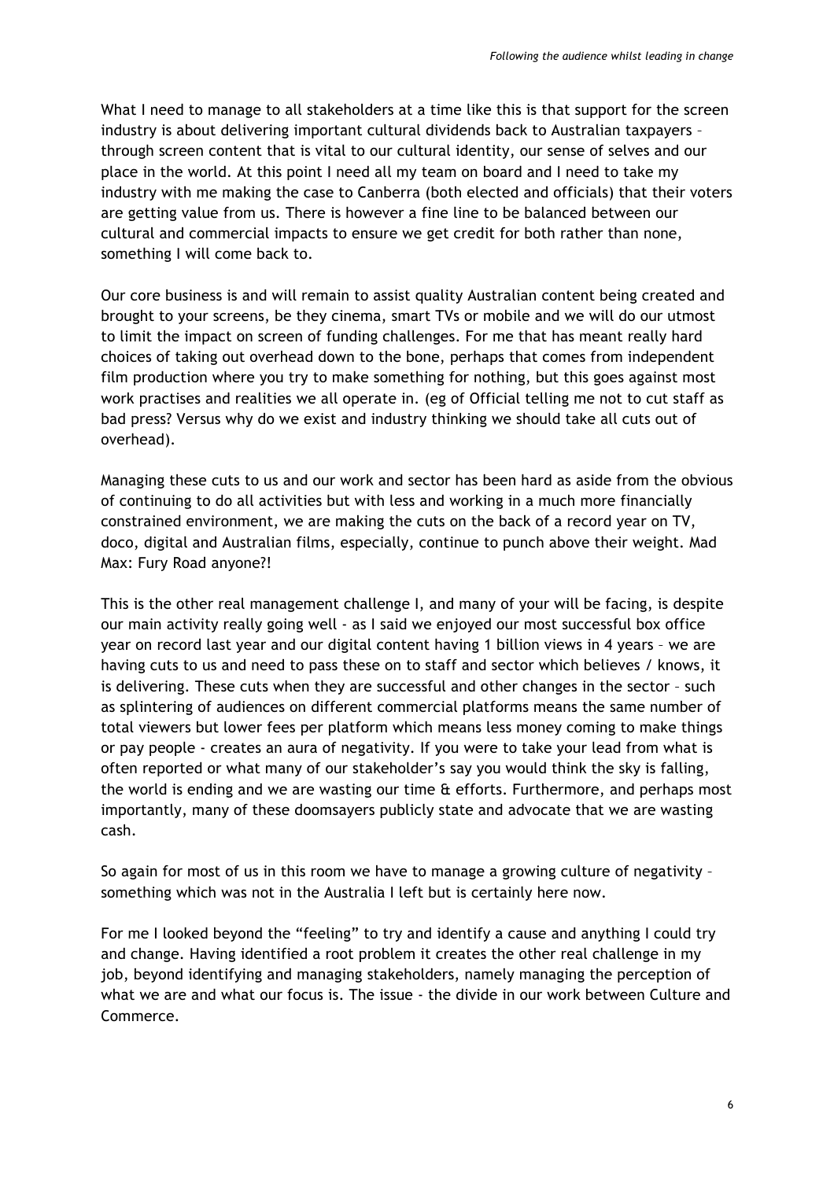What I need to manage to all stakeholders at a time like this is that support for the screen industry is about delivering important cultural dividends back to Australian taxpayers – through screen content that is vital to our cultural identity, our sense of selves and our place in the world. At this point I need all my team on board and I need to take my industry with me making the case to Canberra (both elected and officials) that their voters are getting value from us. There is however a fine line to be balanced between our cultural and commercial impacts to ensure we get credit for both rather than none, something I will come back to.

Our core business is and will remain to assist quality Australian content being created and brought to your screens, be they cinema, smart TVs or mobile and we will do our utmost to limit the impact on screen of funding challenges. For me that has meant really hard choices of taking out overhead down to the bone, perhaps that comes from independent film production where you try to make something for nothing, but this goes against most work practises and realities we all operate in. (eg of Official telling me not to cut staff as bad press? Versus why do we exist and industry thinking we should take all cuts out of overhead).

Managing these cuts to us and our work and sector has been hard as aside from the obvious of continuing to do all activities but with less and working in a much more financially constrained environment, we are making the cuts on the back of a record year on TV, doco, digital and Australian films, especially, continue to punch above their weight. Mad Max: Fury Road anyone?!

This is the other real management challenge I, and many of your will be facing, is despite our main activity really going well - as I said we enjoyed our most successful box office year on record last year and our digital content having 1 billion views in 4 years – we are having cuts to us and need to pass these on to staff and sector which believes / knows, it is delivering. These cuts when they are successful and other changes in the sector – such as splintering of audiences on different commercial platforms means the same number of total viewers but lower fees per platform which means less money coming to make things or pay people - creates an aura of negativity. If you were to take your lead from what is often reported or what many of our stakeholder's say you would think the sky is falling, the world is ending and we are wasting our time & efforts. Furthermore, and perhaps most importantly, many of these doomsayers publicly state and advocate that we are wasting cash.

So again for most of us in this room we have to manage a growing culture of negativity – something which was not in the Australia I left but is certainly here now.

For me I looked beyond the "feeling" to try and identify a cause and anything I could try and change. Having identified a root problem it creates the other real challenge in my job, beyond identifying and managing stakeholders, namely managing the perception of what we are and what our focus is. The issue - the divide in our work between Culture and Commerce.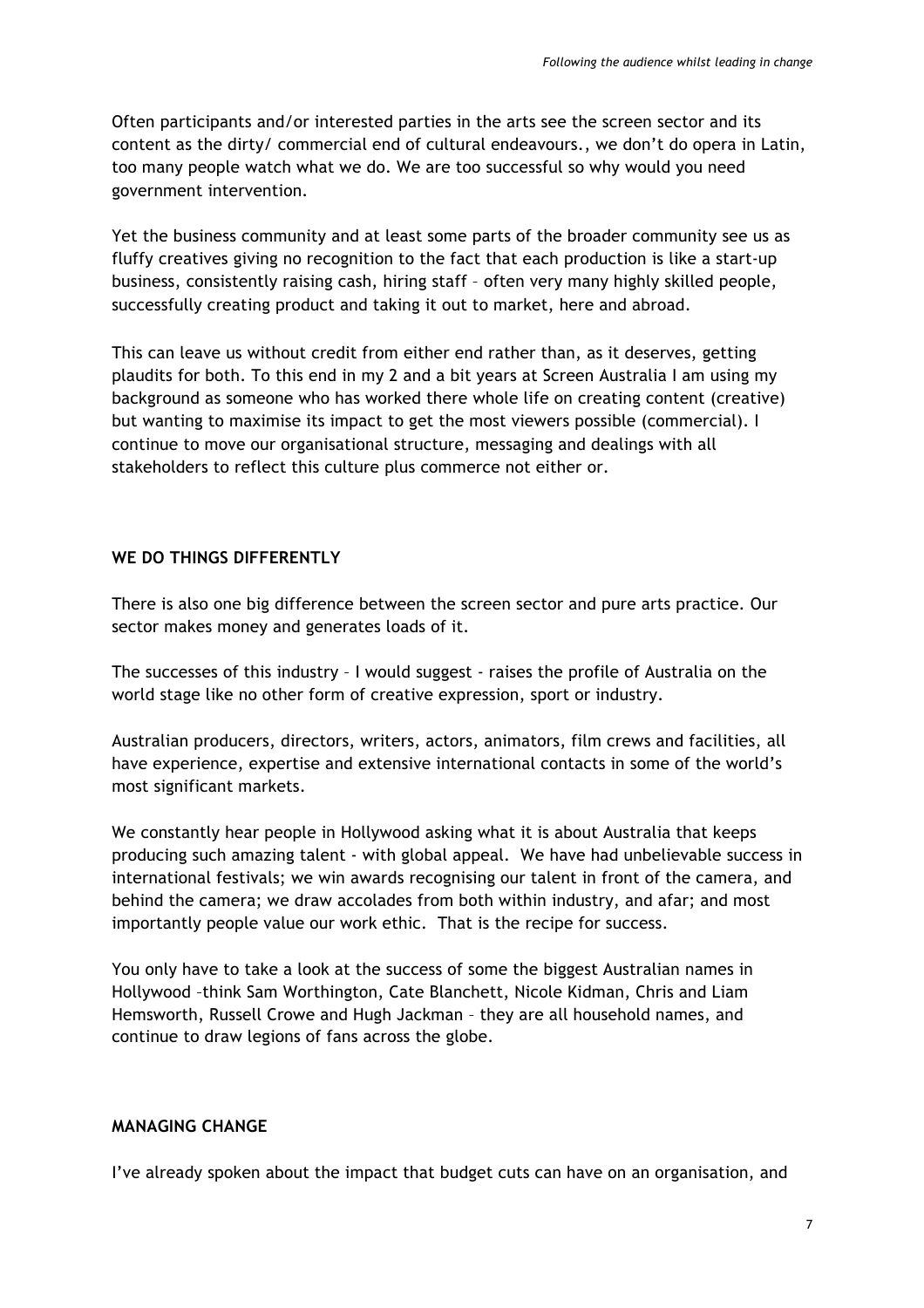Often participants and/or interested parties in the arts see the screen sector and its content as the dirty/ commercial end of cultural endeavours., we don't do opera in Latin, too many people watch what we do. We are too successful so why would you need government intervention.

Yet the business community and at least some parts of the broader community see us as fluffy creatives giving no recognition to the fact that each production is like a start-up business, consistently raising cash, hiring staff – often very many highly skilled people, successfully creating product and taking it out to market, here and abroad.

This can leave us without credit from either end rather than, as it deserves, getting plaudits for both. To this end in my 2 and a bit years at Screen Australia I am using my background as someone who has worked there whole life on creating content (creative) but wanting to maximise its impact to get the most viewers possible (commercial). I continue to move our organisational structure, messaging and dealings with all stakeholders to reflect this culture plus commerce not either or.

**WE DO THINGS DIFFERENTLY**

There is also one big difference between the screen sector and pure arts practice. Our sector makes money and generates loads of it.

The successes of this industry – I would suggest - raises the profile of Australia on the world stage like no other form of creative expression, sport or industry.

Australian producers, directors, writers, actors, animators, film crews and facilities, all have experience, expertise and extensive international contacts in some of the world's most significant markets.

We constantly hear people in Hollywood asking what it is about Australia that keeps producing such amazing talent - with global appeal. We have had unbelievable success in international festivals; we win awards recognising our talent in front of the camera, and behind the camera; we draw accolades from both within industry, and afar; and most importantly people value our work ethic. That is the recipe for success.

You only have to take a look at the success of some the biggest Australian names in Hollywood –think Sam Worthington, Cate Blanchett, Nicole Kidman, Chris and Liam Hemsworth, Russell Crowe and Hugh Jackman – they are all household names, and continue to draw legions of fans across the globe.

**MANAGING CHANGE**

I've already spoken about the impact that budget cuts can have on an organisation, and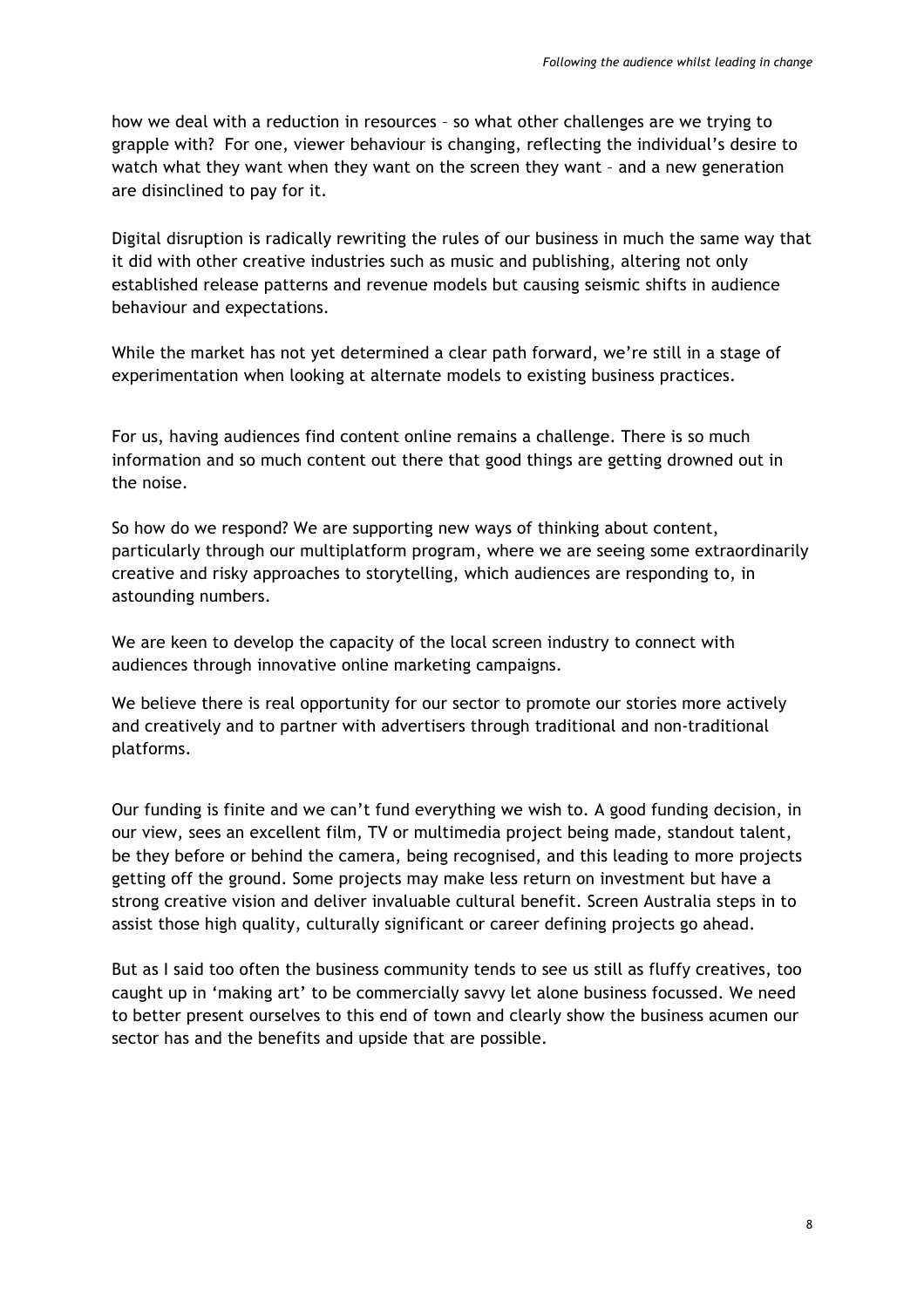how we deal with a reduction in resources – so what other challenges are we trying to grapple with? For one, viewer behaviour is changing, reflecting the individual's desire to watch what they want when they want on the screen they want – and a new generation are disinclined to pay for it.

Digital disruption is radically rewriting the rules of our business in much the same way that it did with other creative industries such as music and publishing, altering not only established release patterns and revenue models but causing seismic shifts in audience behaviour and expectations.

While the market has not yet determined a clear path forward, we're still in a stage of experimentation when looking at alternate models to existing business practices.

For us, having audiences find content online remains a challenge. There is so much information and so much content out there that good things are getting drowned out in the noise.

So how do we respond? We are supporting new ways of thinking about content, particularly through our multiplatform program, where we are seeing some extraordinarily creative and risky approaches to storytelling, which audiences are responding to, in astounding numbers.

We are keen to develop the capacity of the local screen industry to connect with audiences through innovative online marketing campaigns.

We believe there is real opportunity for our sector to promote our stories more actively and creatively and to partner with advertisers through traditional and non-traditional platforms.

Our funding is finite and we can't fund everything we wish to. A good funding decision, in our view, sees an excellent film, TV or multimedia project being made, standout talent, be they before or behind the camera, being recognised, and this leading to more projects getting off the ground. Some projects may make less return on investment but have a strong creative vision and deliver invaluable cultural benefit. Screen Australia steps in to assist those high quality, culturally significant or career defining projects go ahead.

But as I said too often the business community tends to see us still as fluffy creatives, too caught up in 'making art' to be commercially savvy let alone business focussed. We need to better present ourselves to this end of town and clearly show the business acumen our sector has and the benefits and upside that are possible.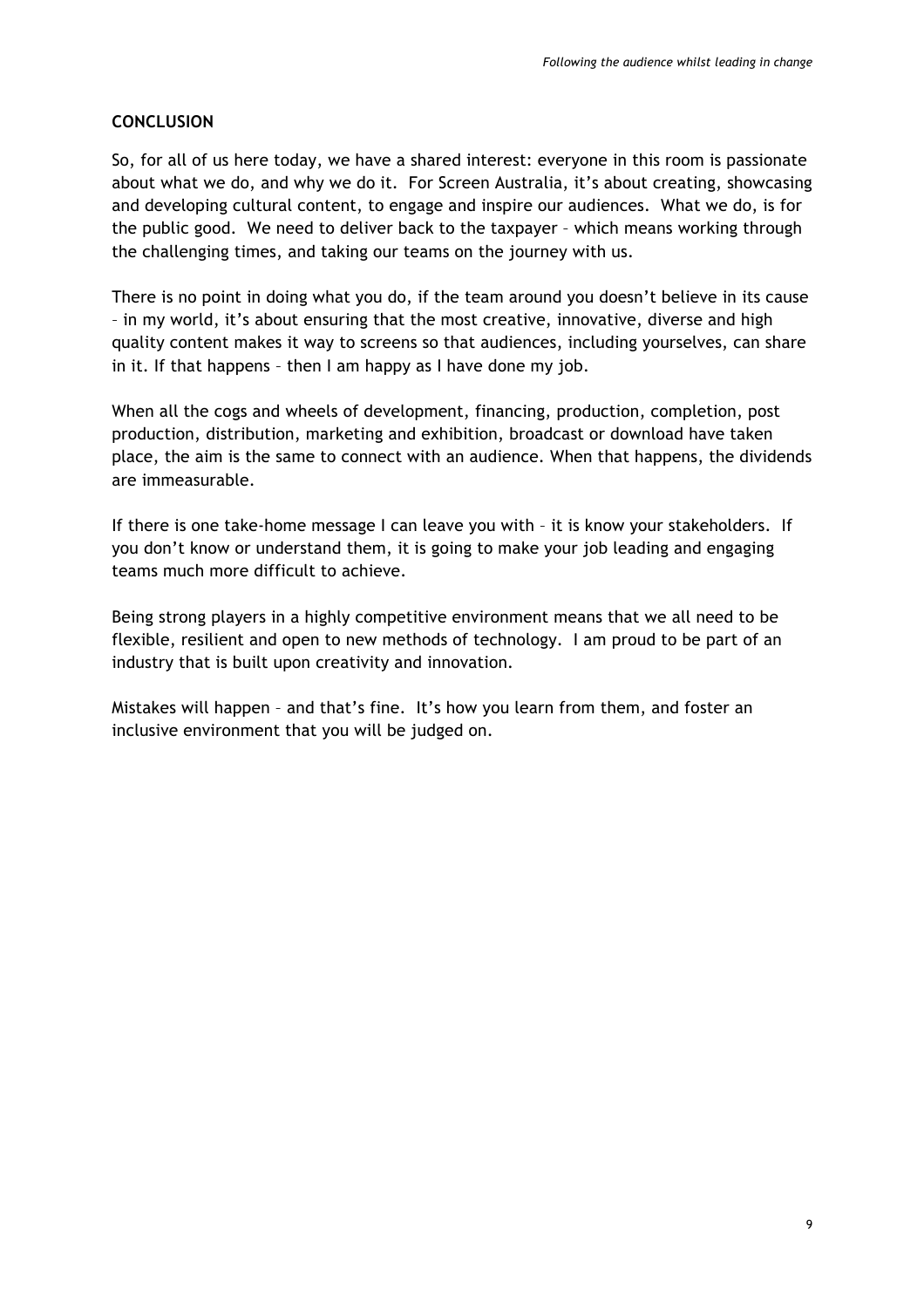## CONCLUSION

So, for all of us here today, we have a shared interest: everyone in this room is passionate about what we do, and why we do it. For Screen Australia, it's about creating, showcasing and developing cultural content, to engage and inspire our audiences. What we do, is for the public good. We need to deliver back to the taxpayer – which means working through the challenging times, and taking our teams on the journey with us.

There is no point in doing what you do, if the team around you doesn't believe in its cause – in my world, it's about ensuring that the most creative, innovative, diverse and high quality content makes it way to screens so that audiences, including yourselves, can share in it. If that happens – then I am happy as I have done my job.

When all the cogs and wheels of development, financing, production, completion, post production, distribution, marketing and exhibition, broadcast or download have taken place, the aim is the same to connect with an audience. When that happens, the dividends are immeasurable.

If there is one take-home message I can leave you with – it is know your stakeholders. If you don't know or understand them, it is going to make your job leading and engaging teams much more difficult to achieve.

Being strong players in a highly competitive environment means that we all need to be flexible, resilient and open to new methods of technology. I am proud to be part of an industry that is built upon creativity and innovation.

Mistakes will happen – and that's fine. It's how you learn from them, and foster an inclusive environment that you will be judged on.